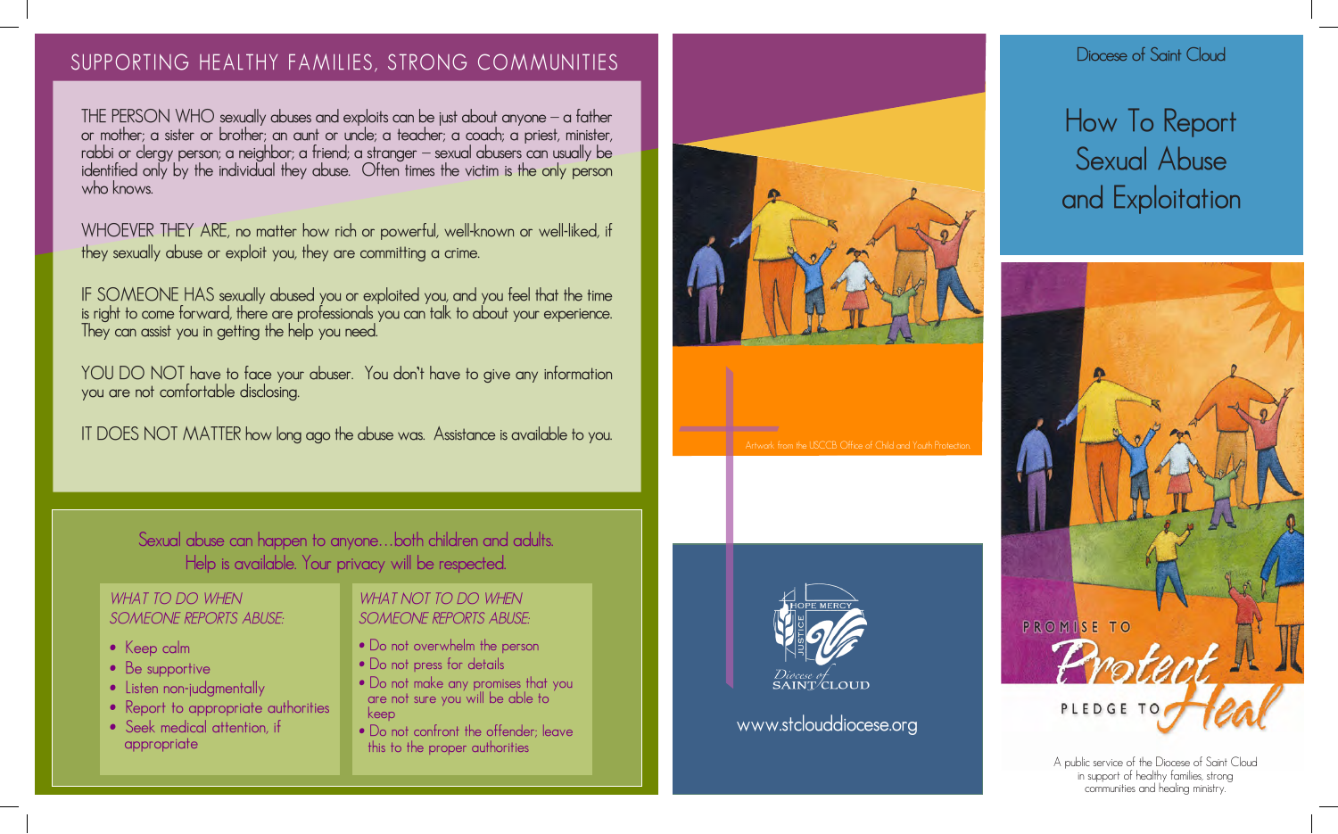## SUPPORTING HEALTHY FAMILIES, STRONG COMMUNITIES

THE PERSON WHO sexually abuses and exploits can be just about anyone – a father or mother; a sister or brother; an aunt or uncle; a teacher; a coach; a priest, minister, rabbi or clergy person; a neighbor; a friend; a stranger – sexual abusers can usually be identified only by the individual they abuse. Often times the victim is the only person who knows.

WHOEVER THEY ARE, no matter how rich or powerful, well-known or well-liked, if they sexually abuse or exploit you, they are committing a crime.

IF SOMEONE HAS sexually abused you or exploited you, and you feel that the time is right to come forward, there are professionals you can talk to about your experience. They can assist you in getting the help you need.

YOU DO NOT have to face your abuser. You don't have to give any information you are not comfortable disclosing.

IT DOES NOT MATTER how long ago the abuse was. Assistance is available to you.

Sexual abuse can happen to anyone…both children and adults.
Help is available. Your privacy will be respected.

*WHAT TO DO WHEN SOMEONE REPORTS ABUSE:*

- Keep calm
- Be supportive
- Listen non-judgmentally
- Report to appropriate authorities
- Seek medical attention, if appropriate

*WHAT NOT TO DO WHEN SOMEONE REPORTS ABUSE:*

- Do not overwhelm the person
- Do not press for details
- Do not make any promises that you are not sure you will be able to keep
- Do not confront the offender; leave this to the proper authorities

Artwork from the USCCB Office of Child and Youth Protection

HOPE MERCY JUSTICE
Diocese of SAINT CLOUD

www.stclouddiocese.org

Diocese of Saint Cloud

# How To Report Sexual Abuse and Exploitation

PROMISE TO Protect
PLEDGE TO Heal

A public service of the Diocese of Saint Cloud in support of healthy families, strong communities and healing ministry.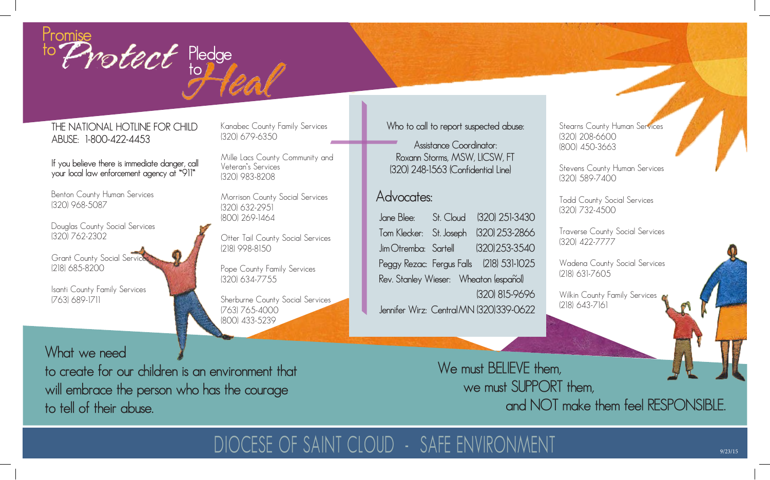# Promise to Protect Pledge to Heal

THE NATIONAL HOTLINE FOR CHILD ABUSE: 1-800-422-4453

If you believe there is immediate danger, call your local law enforcement agency at "911"

Benton County Human Services
(320) 968-5087

Douglas County Social Services
(320) 762-2302

Grant County Social Services
(218) 685-8200

Isanti County Family Services
(763) 689-1711

Kanabec County Family Services
(320) 679-6350

Mille Lacs County Community and Veteran's Services
(320) 983-8208

Morrison County Social Services
(320) 632-2951
(800) 269-1464

Otter Tail County Social Services
(218) 998-8150

Pope County Family Services
(320) 634-7755

Sherburne County Social Services
(763) 765-4000
(800) 433-5239

Who to call to report suspected abuse:

Assistance Coordinator:
Roxann Storms, MSW, LICSW, FT
(320) 248-1563 (Confidential Line)

## Advocates:

| | | |
|---|---|---|
| Jane Blee: | St. Cloud | (320) 251-3430 |
| Tom Klecker: | St. Joseph | (320) 253-2866 |
| Jim Otremba: | Sartell | (320)253-3540 |
| Peggy Rezac: | Fergus Falls | (218) 531-1025 |
| Rev. Stanley Wieser: | Wheaton (español) | (320) 815-9696 |
| Jennifer Wirz: | Central MN | (320)339-0622 |

Stearns County Human Services
(320) 208-6600
(800) 450-3663

Stevens County Human Services
(320) 589-7400

Todd County Social Services
(320) 732-4500

Traverse County Social Services
(320) 422-7777

Wadena County Social Services
(218) 631-7605

Wilkin County Family Services
(218) 643-7161

What we need to create for our children is an environment that will embrace the person who has the courage to tell of their abuse.

We must BELIEVE them,
we must SUPPORT them,
and NOT make them feel RESPONSIBLE.

DIOCESE OF SAINT CLOUD - SAFE ENVIRONMENT

9/23/15